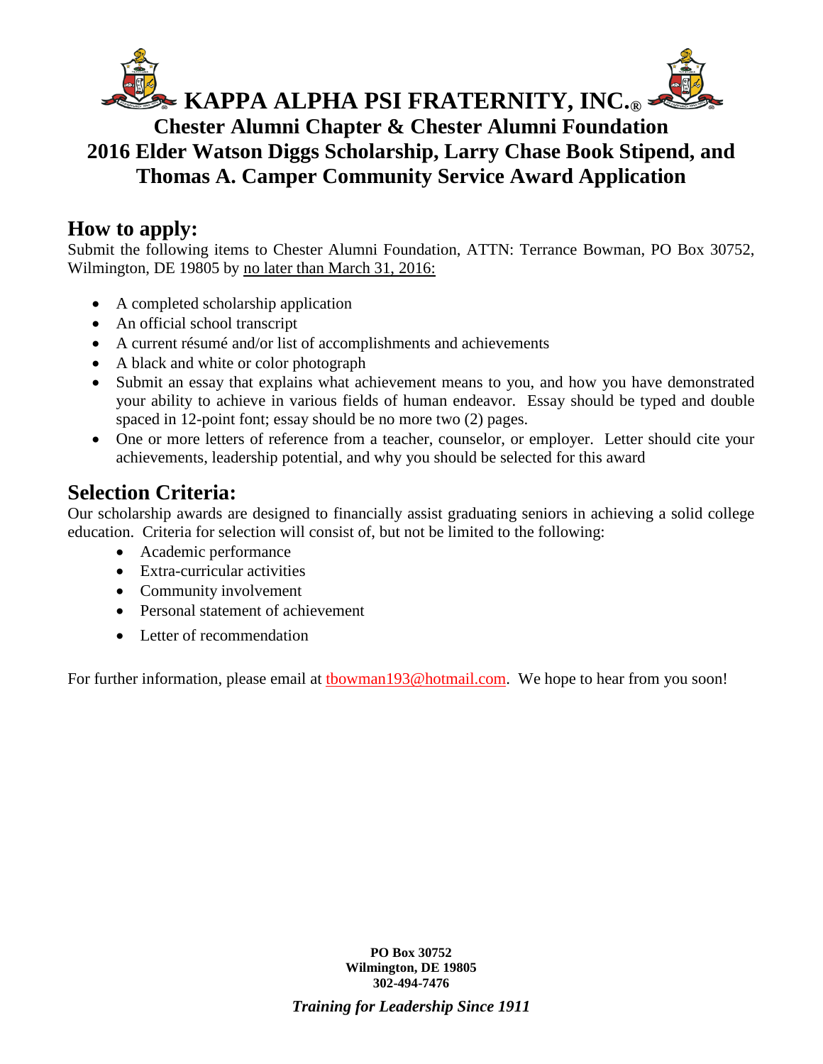# KAPPA ALPHA PSI FRATERNITY, INC.®

## Chester Alumni Chapter & Chester Alumni Foundation
## 2016 Elder Watson Diggs Scholarship, Larry Chase Book Stipend, and Thomas A. Camper Community Service Award Application

## How to apply:

Submit the following items to Chester Alumni Foundation, ATTN: Terrance Bowman, PO Box 30752, Wilmington, DE 19805 by no later than March 31, 2016:

- A completed scholarship application
- An official school transcript
- A current résumé and/or list of accomplishments and achievements
- A black and white or color photograph
- Submit an essay that explains what achievement means to you, and how you have demonstrated your ability to achieve in various fields of human endeavor. Essay should be typed and double spaced in 12-point font; essay should be no more two (2) pages.
- One or more letters of reference from a teacher, counselor, or employer. Letter should cite your achievements, leadership potential, and why you should be selected for this award

## Selection Criteria:

Our scholarship awards are designed to financially assist graduating seniors in achieving a solid college education. Criteria for selection will consist of, but not be limited to the following:

- Academic performance
- Extra-curricular activities
- Community involvement
- Personal statement of achievement
- Letter of recommendation

For further information, please email at tbowman193@hotmail.com. We hope to hear from you soon!

**PO Box 30752**
**Wilmington, DE 19805**
**302-494-7476**

***Training for Leadership Since 1911***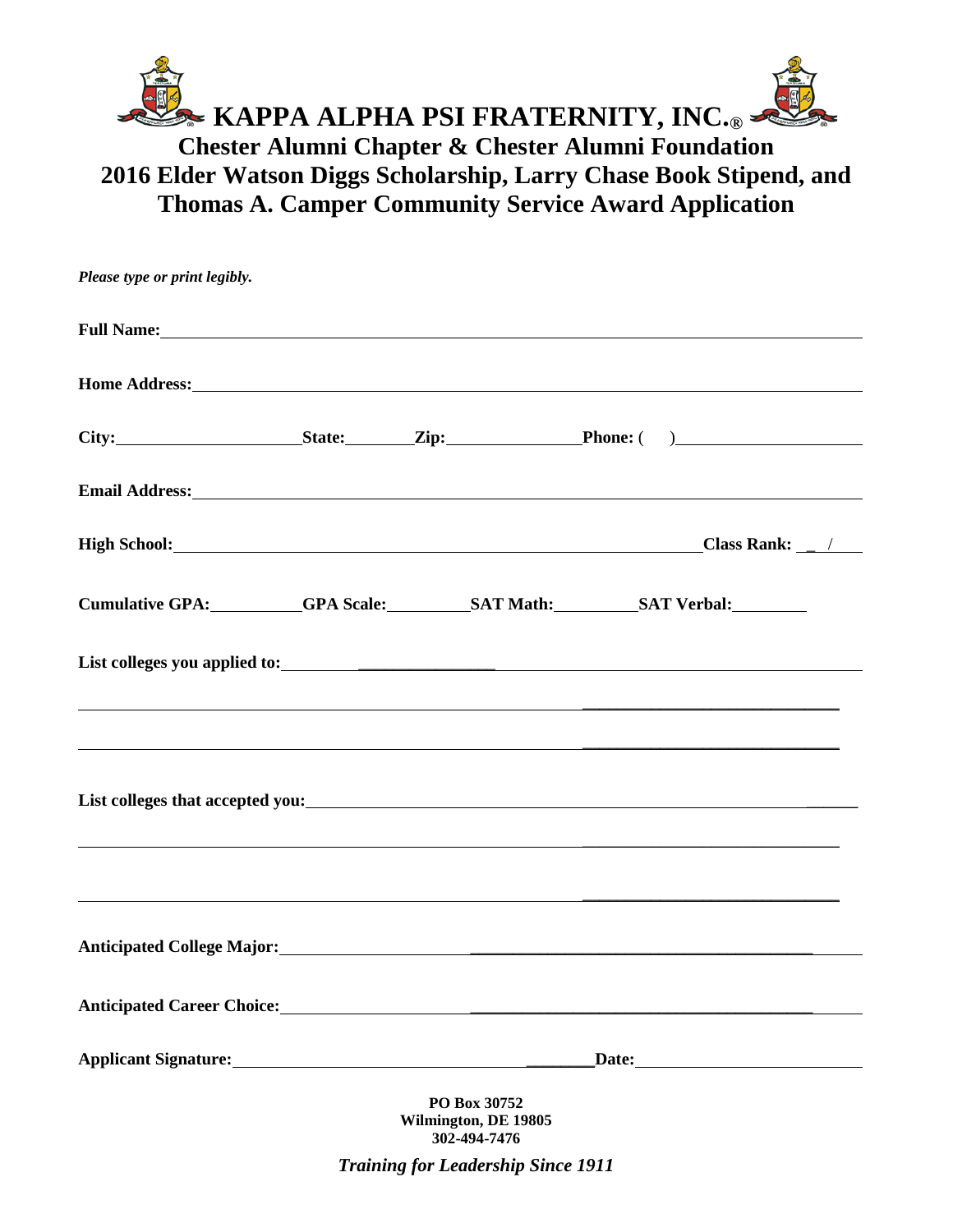# KAPPA ALPHA PSI FRATERNITY, INC.®

## Chester Alumni Chapter & Chester Alumni Foundation
## 2016 Elder Watson Diggs Scholarship, Larry Chase Book Stipend, and Thomas A. Camper Community Service Award Application

*Please type or print legibly.*

**Full Name:** ____________________________________________

**Home Address:** ____________________________________________

**City:** ____________ **State:** ______ **Zip:** __________ **Phone:** ( ) ____________

**Email Address:** ____________________________________________

**High School:** ______________________________ **Class Rank:** __ / ___

**Cumulative GPA:** ________ **GPA Scale:** ________ **SAT Math:** ________ **SAT Verbal:** ________

**List colleges you applied to:** ____________________________________________

____________________________________________

____________________________________________

**List colleges that accepted you:** ____________________________________________

____________________________________________

____________________________________________

**Anticipated College Major:** ____________________________________________

**Anticipated Career Choice:** ____________________________________________

**Applicant Signature:** ______________________________ **Date:** ______________

**PO Box 30752**
**Wilmington, DE 19805**
**302-494-7476**

***Training for Leadership Since 1911***